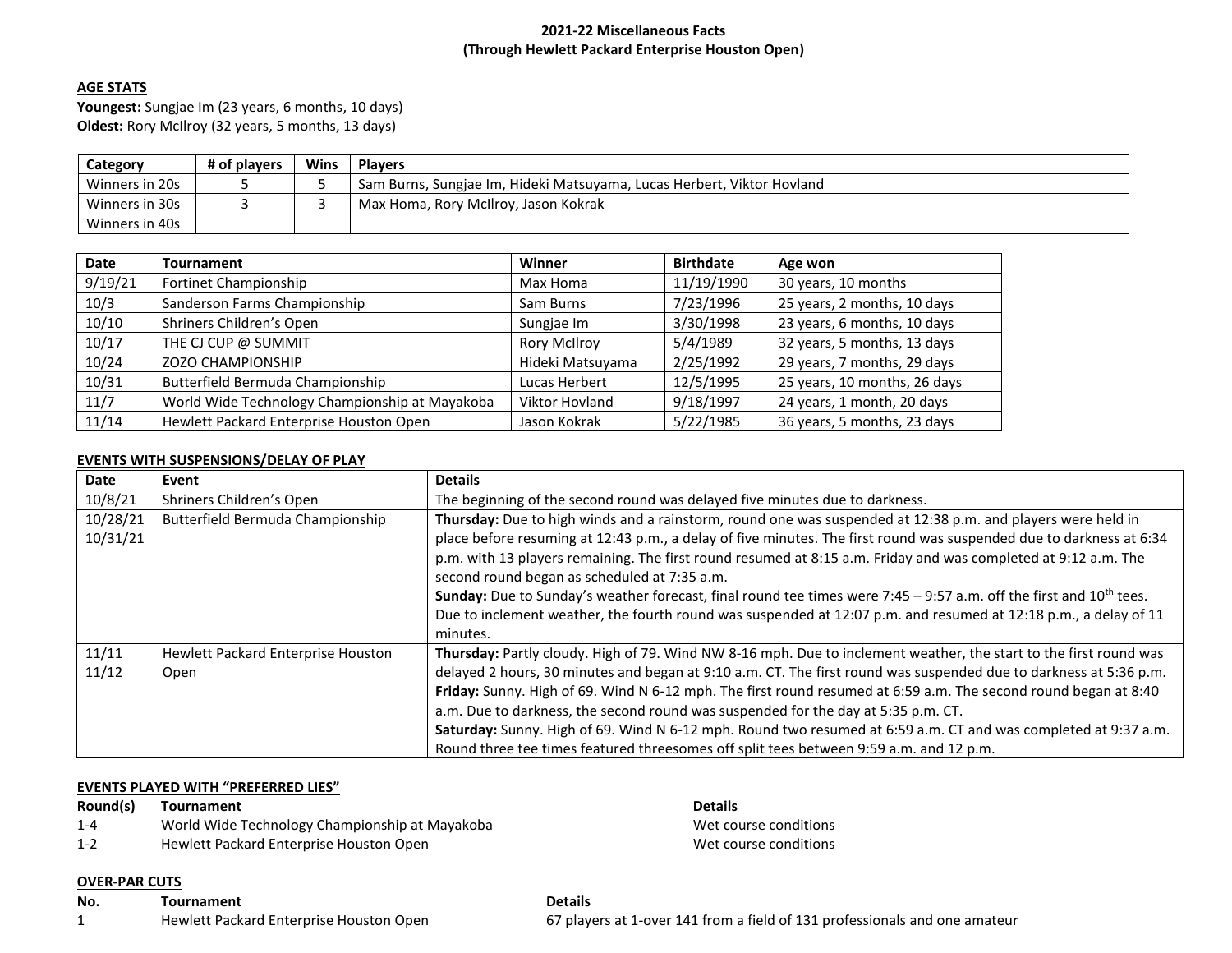# 2021-22 Miscellaneous Facts
## (Through Hewlett Packard Enterprise Houston Open)

### AGE STATS

**Youngest:** Sungjae Im (23 years, 6 months, 10 days)
**Oldest:** Rory McIlroy (32 years, 5 months, 13 days)

| Category | # of players | Wins | Players |
|---|---|---|---|
| Winners in 20s | 5 | 5 | Sam Burns, Sungjae Im, Hideki Matsuyama, Lucas Herbert, Viktor Hovland |
| Winners in 30s | 3 | 3 | Max Homa, Rory McIlroy, Jason Kokrak |
| Winners in 40s | | | |

| Date | Tournament | Winner | Birthdate | Age won |
|---|---|---|---|---|
| 9/19/21 | Fortinet Championship | Max Homa | 11/19/1990 | 30 years, 10 months |
| 10/3 | Sanderson Farms Championship | Sam Burns | 7/23/1996 | 25 years, 2 months, 10 days |
| 10/10 | Shriners Children's Open | Sungjae Im | 3/30/1998 | 23 years, 6 months, 10 days |
| 10/17 | THE CJ CUP @ SUMMIT | Rory McIlroy | 5/4/1989 | 32 years, 5 months, 13 days |
| 10/24 | ZOZO CHAMPIONSHIP | Hideki Matsuyama | 2/25/1992 | 29 years, 7 months, 29 days |
| 10/31 | Butterfield Bermuda Championship | Lucas Herbert | 12/5/1995 | 25 years, 10 months, 26 days |
| 11/7 | World Wide Technology Championship at Mayakoba | Viktor Hovland | 9/18/1997 | 24 years, 1 month, 20 days |
| 11/14 | Hewlett Packard Enterprise Houston Open | Jason Kokrak | 5/22/1985 | 36 years, 5 months, 23 days |

### EVENTS WITH SUSPENSIONS/DELAY OF PLAY

| Date | Event | Details |
|---|---|---|
| 10/8/21 | Shriners Children's Open | The beginning of the second round was delayed five minutes due to darkness. |
| 10/28/21<br>10/31/21 | Butterfield Bermuda Championship | **Thursday:** Due to high winds and a rainstorm, round one was suspended at 12:38 p.m. and players were held in place before resuming at 12:43 p.m., a delay of five minutes. The first round was suspended due to darkness at 6:34 p.m. with 13 players remaining. The first round resumed at 8:15 a.m. Friday and was completed at 9:12 a.m. The second round began as scheduled at 7:35 a.m.<br>**Sunday:** Due to Sunday's weather forecast, final round tee times were 7:45 – 9:57 a.m. off the first and 10th tees. Due to inclement weather, the fourth round was suspended at 12:07 p.m. and resumed at 12:18 p.m., a delay of 11 minutes. |
| 11/11<br>11/12 | Hewlett Packard Enterprise Houston Open | **Thursday:** Partly cloudy. High of 79. Wind NW 8-16 mph. Due to inclement weather, the start to the first round was delayed 2 hours, 30 minutes and began at 9:10 a.m. CT. The first round was suspended due to darkness at 5:36 p.m.<br>**Friday:** Sunny. High of 69. Wind N 6-12 mph. The first round resumed at 6:59 a.m. The second round began at 8:40 a.m. Due to darkness, the second round was suspended for the day at 5:35 p.m. CT.<br>**Saturday:** Sunny. High of 69. Wind N 6-12 mph. Round two resumed at 6:59 a.m. CT and was completed at 9:37 a.m. Round three tee times featured threesomes off split tees between 9:59 a.m. and 12 p.m. |

### EVENTS PLAYED WITH "PREFERRED LIES"

| Round(s) | Tournament | Details |
|---|---|---|
| 1-4 | World Wide Technology Championship at Mayakoba | Wet course conditions |
| 1-2 | Hewlett Packard Enterprise Houston Open | Wet course conditions |

### OVER-PAR CUTS

| No. | Tournament | Details |
|---|---|---|
| 1 | Hewlett Packard Enterprise Houston Open | 67 players at 1-over 141 from a field of 131 professionals and one amateur |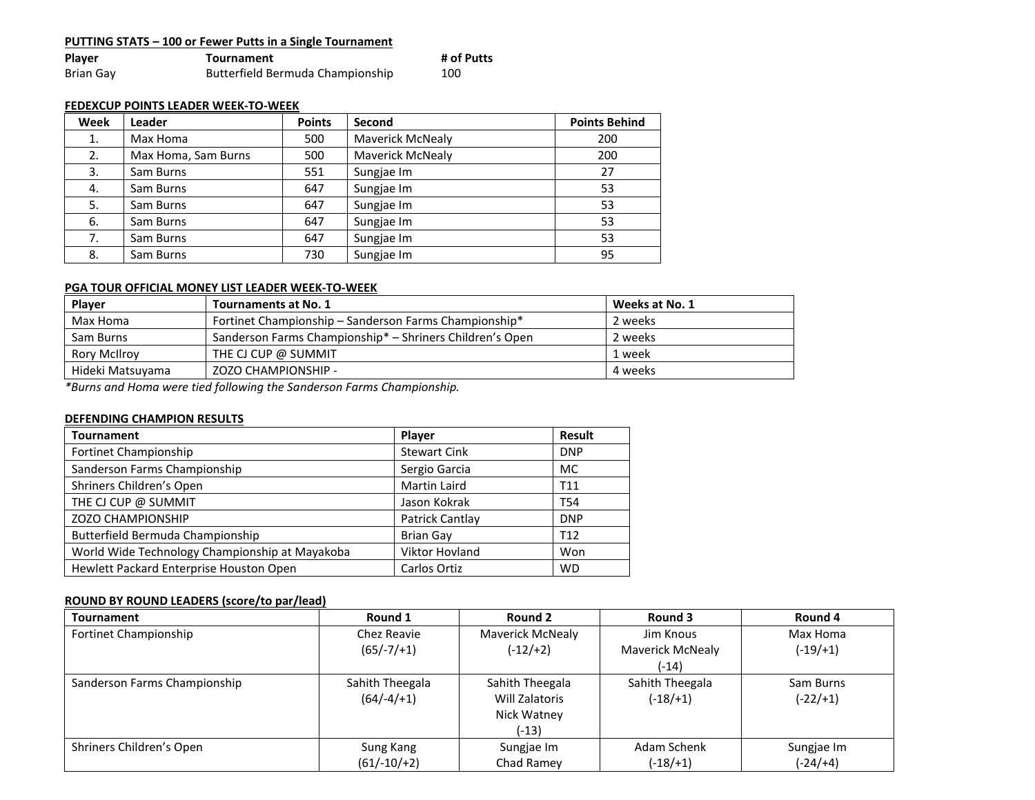**PUTTING STATS – 100 or Fewer Putts in a Single Tournament**

| Player | Tournament | # of Putts |
|---|---|---|
| Brian Gay | Butterfield Bermuda Championship | 100 |

**FEDEXCUP POINTS LEADER WEEK-TO-WEEK**

| Week | Leader | Points | Second | Points Behind |
|---|---|---|---|---|
| 1. | Max Homa | 500 | Maverick McNealy | 200 |
| 2. | Max Homa, Sam Burns | 500 | Maverick McNealy | 200 |
| 3. | Sam Burns | 551 | Sungjae Im | 27 |
| 4. | Sam Burns | 647 | Sungjae Im | 53 |
| 5. | Sam Burns | 647 | Sungjae Im | 53 |
| 6. | Sam Burns | 647 | Sungjae Im | 53 |
| 7. | Sam Burns | 647 | Sungjae Im | 53 |
| 8. | Sam Burns | 730 | Sungjae Im | 95 |

**PGA TOUR OFFICIAL MONEY LIST LEADER WEEK-TO-WEEK**

| Player | Tournaments at No. 1 | Weeks at No. 1 |
|---|---|---|
| Max Homa | Fortinet Championship – Sanderson Farms Championship* | 2 weeks |
| Sam Burns | Sanderson Farms Championship* – Shriners Children's Open | 2 weeks |
| Rory McIlroy | THE CJ CUP @ SUMMIT | 1 week |
| Hideki Matsuyama | ZOZO CHAMPIONSHIP - | 4 weeks |

*\*Burns and Homa were tied following the Sanderson Farms Championship.*

**DEFENDING CHAMPION RESULTS**

| Tournament | Player | Result |
|---|---|---|
| Fortinet Championship | Stewart Cink | DNP |
| Sanderson Farms Championship | Sergio Garcia | MC |
| Shriners Children's Open | Martin Laird | T11 |
| THE CJ CUP @ SUMMIT | Jason Kokrak | T54 |
| ZOZO CHAMPIONSHIP | Patrick Cantlay | DNP |
| Butterfield Bermuda Championship | Brian Gay | T12 |
| World Wide Technology Championship at Mayakoba | Viktor Hovland | Won |
| Hewlett Packard Enterprise Houston Open | Carlos Ortiz | WD |

**ROUND BY ROUND LEADERS (score/to par/lead)**

| Tournament | Round 1 | Round 2 | Round 3 | Round 4 |
|---|---|---|---|---|
| Fortinet Championship | Chez Reavie (65/-7/+1) | Maverick McNealy (-12/+2) | Jim Knous, Maverick McNealy (-14) | Max Homa (-19/+1) |
| Sanderson Farms Championship | Sahith Theegala (64/-4/+1) | Sahith Theegala, Will Zalatoris, Nick Watney (-13) | Sahith Theegala (-18/+1) | Sam Burns (-22/+1) |
| Shriners Children's Open | Sung Kang (61/-10/+2) | Sungjae Im, Chad Ramey | Adam Schenk (-18/+1) | Sungjae Im (-24/+4) |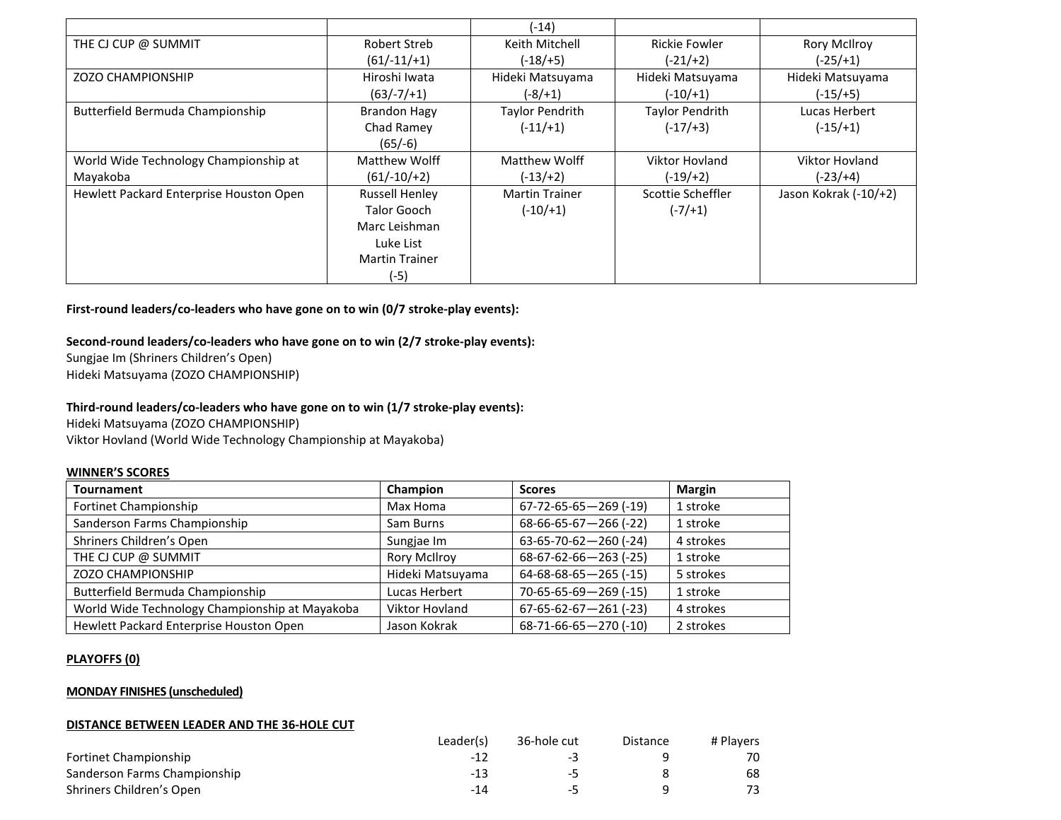| | | (-14) | | |
|---|---|---|---|---|
| THE CJ CUP @ SUMMIT | Robert Streb (61/-11/+1) | Keith Mitchell (-18/+5) | Rickie Fowler (-21/+2) | Rory McIlroy (-25/+1) |
| ZOZO CHAMPIONSHIP | Hiroshi Iwata (63/-7/+1) | Hideki Matsuyama (-8/+1) | Hideki Matsuyama (-10/+1) | Hideki Matsuyama (-15/+5) |
| Butterfield Bermuda Championship | Brandon Hagy<br>Chad Ramey<br>(65/-6) | Taylor Pendrith (-11/+1) | Taylor Pendrith (-17/+3) | Lucas Herbert (-15/+1) |
| World Wide Technology Championship at Mayakoba | Matthew Wolff (61/-10/+2) | Matthew Wolff (-13/+2) | Viktor Hovland (-19/+2) | Viktor Hovland (-23/+4) |
| Hewlett Packard Enterprise Houston Open | Russell Henley<br>Talor Gooch<br>Marc Leishman<br>Luke List<br>Martin Trainer<br>(-5) | Martin Trainer (-10/+1) | Scottie Scheffler (-7/+1) | Jason Kokrak (-10/+2) |

**First-round leaders/co-leaders who have gone on to win (0/7 stroke-play events):**

**Second-round leaders/co-leaders who have gone on to win (2/7 stroke-play events):**
Sungjae Im (Shriners Children's Open)
Hideki Matsuyama (ZOZO CHAMPIONSHIP)

**Third-round leaders/co-leaders who have gone on to win (1/7 stroke-play events):**
Hideki Matsuyama (ZOZO CHAMPIONSHIP)
Viktor Hovland (World Wide Technology Championship at Mayakoba)

**WINNER'S SCORES**

| Tournament | Champion | Scores | Margin |
|---|---|---|---|
| Fortinet Championship | Max Homa | 67-72-65-65—269 (-19) | 1 stroke |
| Sanderson Farms Championship | Sam Burns | 68-66-65-67—266 (-22) | 1 stroke |
| Shriners Children's Open | Sungjae Im | 63-65-70-62—260 (-24) | 4 strokes |
| THE CJ CUP @ SUMMIT | Rory McIlroy | 68-67-62-66—263 (-25) | 1 stroke |
| ZOZO CHAMPIONSHIP | Hideki Matsuyama | 64-68-68-65—265 (-15) | 5 strokes |
| Butterfield Bermuda Championship | Lucas Herbert | 70-65-65-69—269 (-15) | 1 stroke |
| World Wide Technology Championship at Mayakoba | Viktor Hovland | 67-65-62-67—261 (-23) | 4 strokes |
| Hewlett Packard Enterprise Houston Open | Jason Kokrak | 68-71-66-65—270 (-10) | 2 strokes |

**PLAYOFFS (0)**

**MONDAY FINISHES (unscheduled)**

**DISTANCE BETWEEN LEADER AND THE 36-HOLE CUT**

| | Leader(s) | 36-hole cut | Distance | # Players |
|---|---|---|---|---|
| Fortinet Championship | -12 | -3 | 9 | 70 |
| Sanderson Farms Championship | -13 | -5 | 8 | 68 |
| Shriners Children's Open | -14 | -5 | 9 | 73 |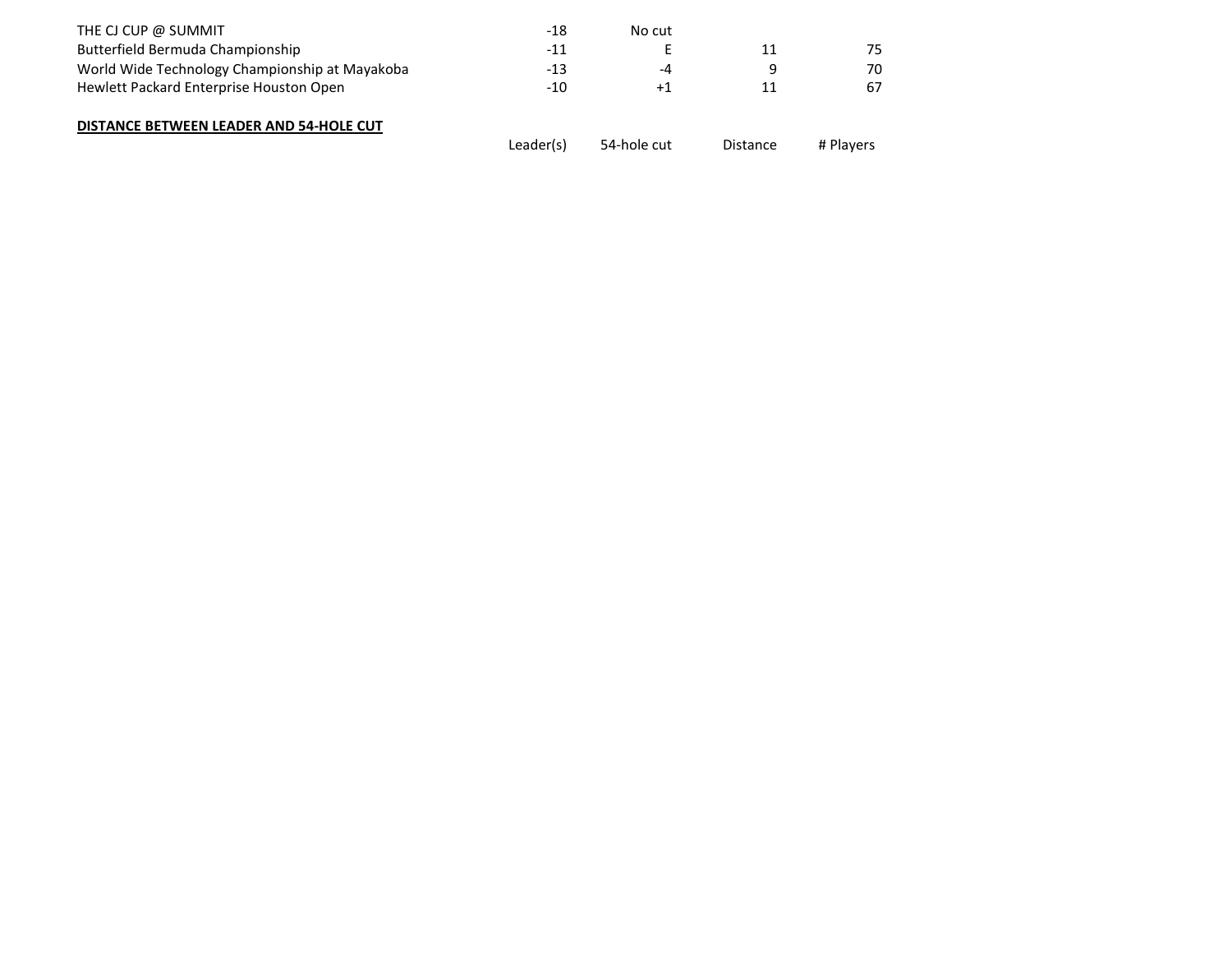| | | | | |
|---|---|---|---|---|
| THE CJ CUP @ SUMMIT | -18 | No cut | | |
| Butterfield Bermuda Championship | -11 | E | 11 | 75 |
| World Wide Technology Championship at Mayakoba | -13 | -4 | 9 | 70 |
| Hewlett Packard Enterprise Houston Open | -10 | +1 | 11 | 67 |

**DISTANCE BETWEEN LEADER AND 54-HOLE CUT**

| | Leader(s) | 54-hole cut | Distance | # Players |
|---|---|---|---|---|